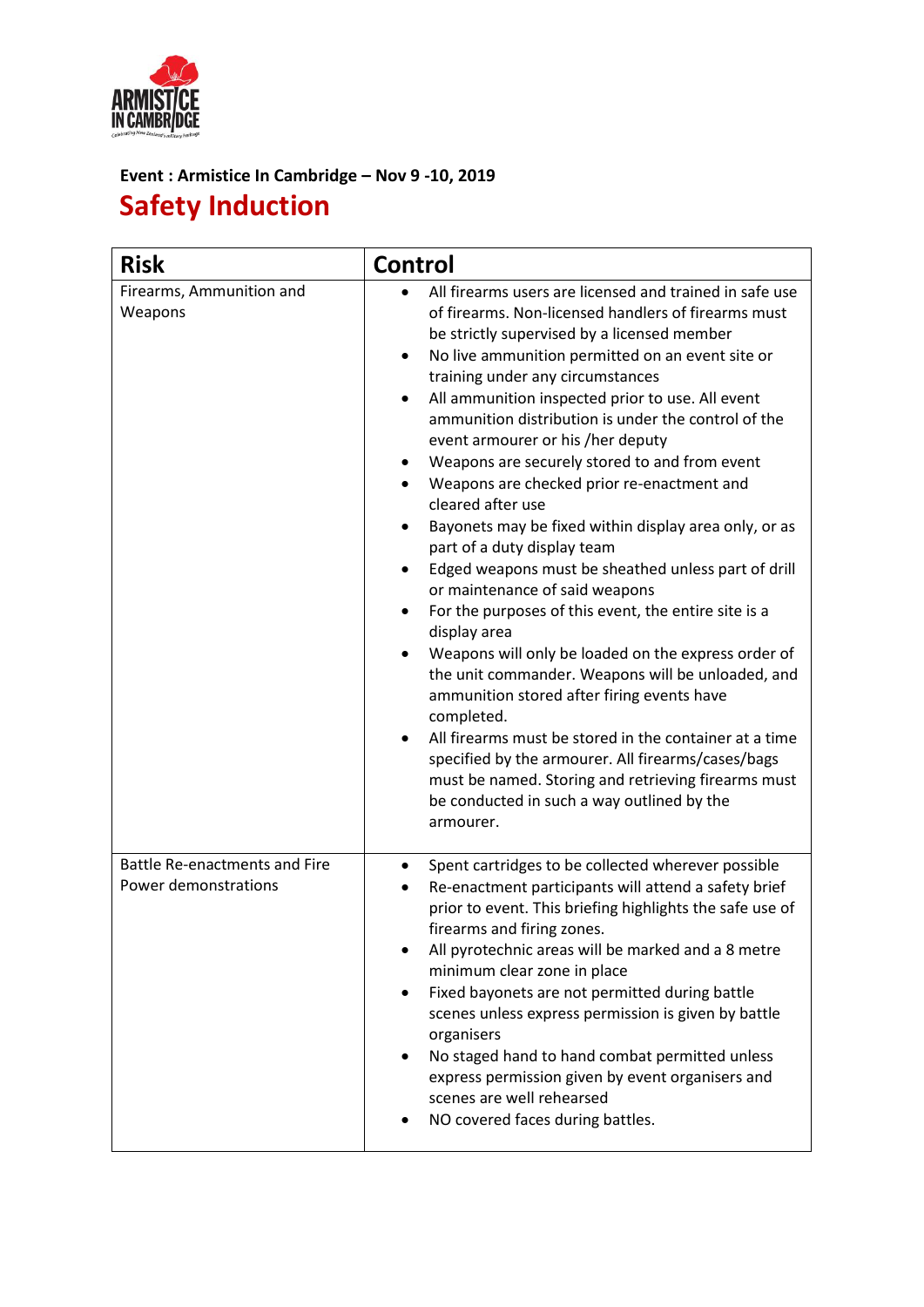**Event : Armistice In Cambridge – Nov 9 -10, 2019**

# Safety Induction

| Risk | Control |
| --- | --- |
| Firearms, Ammunition and Weapons | • All firearms users are licensed and trained in safe use of firearms. Non-licensed handlers of firearms must be strictly supervised by a licensed member<br>• No live ammunition permitted on an event site or training under any circumstances<br>• All ammunition inspected prior to use. All event ammunition distribution is under the control of the event armourer or his /her deputy<br>• Weapons are securely stored to and from event<br>• Weapons are checked prior re-enactment and cleared after use<br>• Bayonets may be fixed within display area only, or as part of a duty display team<br>• Edged weapons must be sheathed unless part of drill or maintenance of said weapons<br>• For the purposes of this event, the entire site is a display area<br>• Weapons will only be loaded on the express order of the unit commander. Weapons will be unloaded, and ammunition stored after firing events have completed.<br>• All firearms must be stored in the container at a time specified by the armourer. All firearms/cases/bags must be named. Storing and retrieving firearms must be conducted in such a way outlined by the armourer. |
| Battle Re-enactments and Fire Power demonstrations | • Spent cartridges to be collected wherever possible<br>• Re-enactment participants will attend a safety brief prior to event. This briefing highlights the safe use of firearms and firing zones.<br>• All pyrotechnic areas will be marked and a 8 metre minimum clear zone in place<br>• Fixed bayonets are not permitted during battle scenes unless express permission is given by battle organisers<br>• No staged hand to hand combat permitted unless express permission given by event organisers and scenes are well rehearsed<br>• NO covered faces during battles. |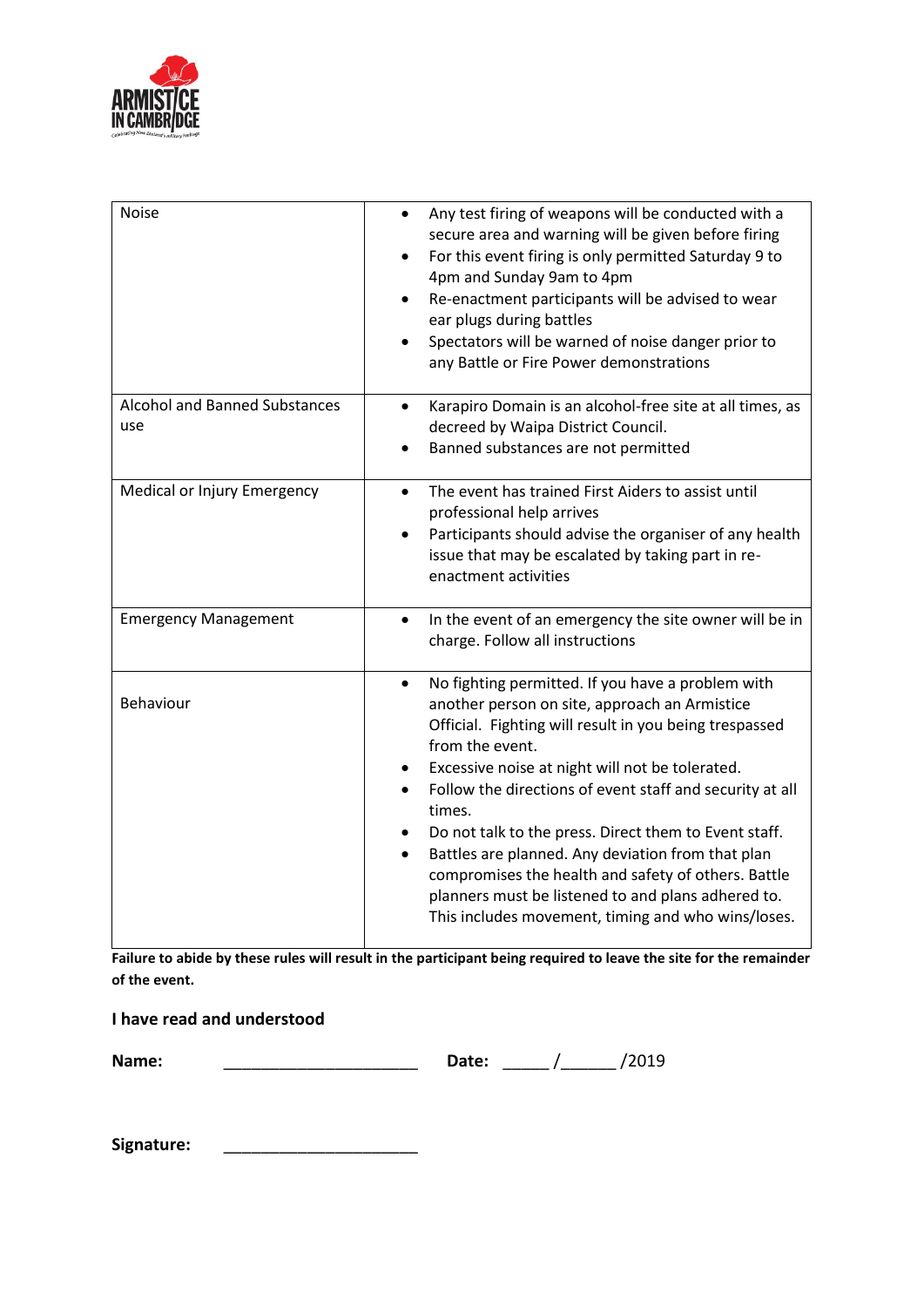| | |
|---|---|
| Noise | • Any test firing of weapons will be conducted with a secure area and warning will be given before firing<br>• For this event firing is only permitted Saturday 9 to 4pm and Sunday 9am to 4pm<br>• Re-enactment participants will be advised to wear ear plugs during battles<br>• Spectators will be warned of noise danger prior to any Battle or Fire Power demonstrations |
| Alcohol and Banned Substances use | • Karapiro Domain is an alcohol-free site at all times, as decreed by Waipa District Council.<br>• Banned substances are not permitted |
| Medical or Injury Emergency | • The event has trained First Aiders to assist until professional help arrives<br>• Participants should advise the organiser of any health issue that may be escalated by taking part in re-enactment activities |
| Emergency Management | • In the event of an emergency the site owner will be in charge. Follow all instructions |
| Behaviour | • No fighting permitted. If you have a problem with another person on site, approach an Armistice Official. Fighting will result in you being trespassed from the event.<br>• Excessive noise at night will not be tolerated.<br>• Follow the directions of event staff and security at all times.<br>• Do not talk to the press. Direct them to Event staff.<br>• Battles are planned. Any deviation from that plan compromises the health and safety of others. Battle planners must be listened to and plans adhered to. This includes movement, timing and who wins/loses. |

**Failure to abide by these rules will result in the participant being required to leave the site for the remainder of the event.**

**I have read and understood**

**Name:** ____________________ **Date:** _____ /______ /2019

**Signature:** ____________________